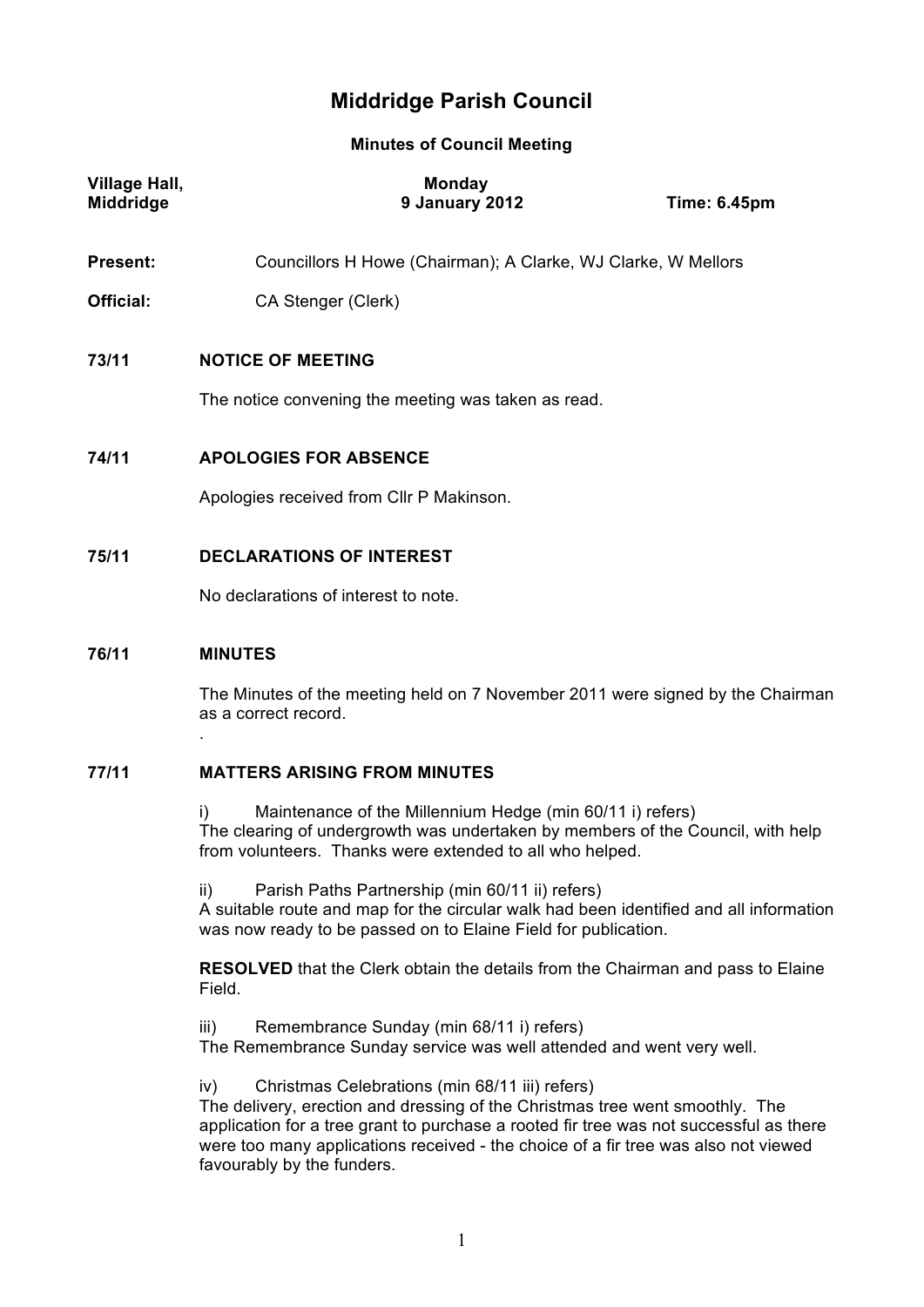# Middridge Parish Council

**Minutes of Council Meeting**

| **Village Hall, Middridge** | **Monday 9 January 2012** | **Time: 6.45pm** |
|---|---|---|

**Present:** Councillors H Howe (Chairman); A Clarke, WJ Clarke, W Mellors

**Official:** CA Stenger (Clerk)

**73/11 NOTICE OF MEETING**

The notice convening the meeting was taken as read.

**74/11 APOLOGIES FOR ABSENCE**

Apologies received from Cllr P Makinson.

**75/11 DECLARATIONS OF INTEREST**

No declarations of interest to note.

**76/11 MINUTES**

The Minutes of the meeting held on 7 November 2011 were signed by the Chairman as a correct record.

.

**77/11 MATTERS ARISING FROM MINUTES**

i) Maintenance of the Millennium Hedge (min 60/11 i) refers)
The clearing of undergrowth was undertaken by members of the Council, with help from volunteers. Thanks were extended to all who helped.

ii) Parish Paths Partnership (min 60/11 ii) refers)
A suitable route and map for the circular walk had been identified and all information was now ready to be passed on to Elaine Field for publication.

**RESOLVED** that the Clerk obtain the details from the Chairman and pass to Elaine Field.

iii) Remembrance Sunday (min 68/11 i) refers)
The Remembrance Sunday service was well attended and went very well.

iv) Christmas Celebrations (min 68/11 iii) refers)
The delivery, erection and dressing of the Christmas tree went smoothly. The application for a tree grant to purchase a rooted fir tree was not successful as there were too many applications received - the choice of a fir tree was also not viewed favourably by the funders.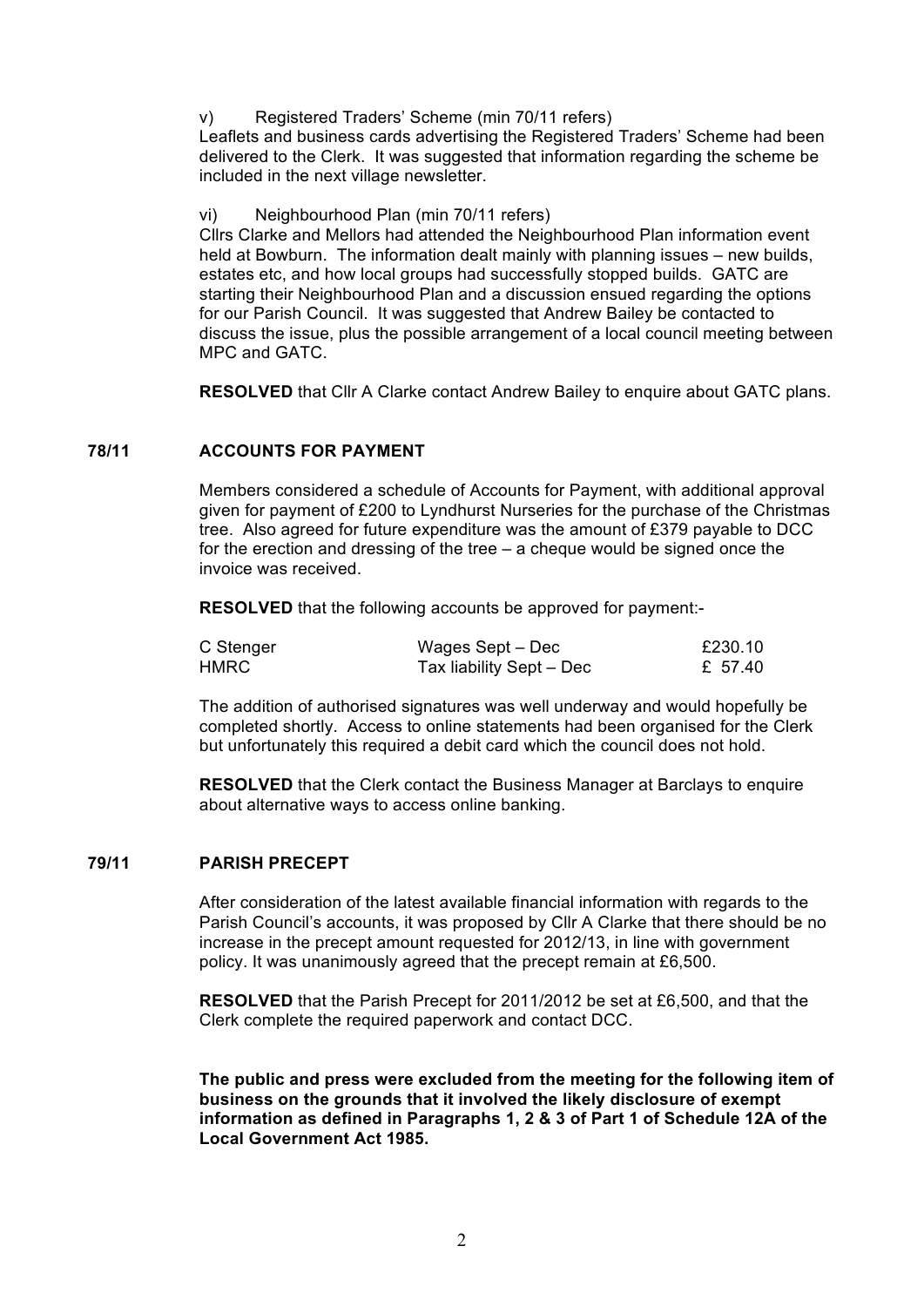v) Registered Traders' Scheme (min 70/11 refers)

Leaflets and business cards advertising the Registered Traders' Scheme had been delivered to the Clerk. It was suggested that information regarding the scheme be included in the next village newsletter.

vi) Neighbourhood Plan (min 70/11 refers)

Cllrs Clarke and Mellors had attended the Neighbourhood Plan information event held at Bowburn. The information dealt mainly with planning issues – new builds, estates etc, and how local groups had successfully stopped builds. GATC are starting their Neighbourhood Plan and a discussion ensued regarding the options for our Parish Council. It was suggested that Andrew Bailey be contacted to discuss the issue, plus the possible arrangement of a local council meeting between MPC and GATC.

**RESOLVED** that Cllr A Clarke contact Andrew Bailey to enquire about GATC plans.

## 78/11 ACCOUNTS FOR PAYMENT

Members considered a schedule of Accounts for Payment, with additional approval given for payment of £200 to Lyndhurst Nurseries for the purchase of the Christmas tree. Also agreed for future expenditure was the amount of £379 payable to DCC for the erection and dressing of the tree – a cheque would be signed once the invoice was received.

**RESOLVED** that the following accounts be approved for payment:-

| | | |
|---|---|---|
| C Stenger | Wages Sept – Dec | £230.10 |
| HMRC | Tax liability Sept – Dec | £ 57.40 |

The addition of authorised signatures was well underway and would hopefully be completed shortly. Access to online statements had been organised for the Clerk but unfortunately this required a debit card which the council does not hold.

**RESOLVED** that the Clerk contact the Business Manager at Barclays to enquire about alternative ways to access online banking.

## 79/11 PARISH PRECEPT

After consideration of the latest available financial information with regards to the Parish Council's accounts, it was proposed by Cllr A Clarke that there should be no increase in the precept amount requested for 2012/13, in line with government policy. It was unanimously agreed that the precept remain at £6,500.

**RESOLVED** that the Parish Precept for 2011/2012 be set at £6,500, and that the Clerk complete the required paperwork and contact DCC.

**The public and press were excluded from the meeting for the following item of business on the grounds that it involved the likely disclosure of exempt information as defined in Paragraphs 1, 2 & 3 of Part 1 of Schedule 12A of the Local Government Act 1985.**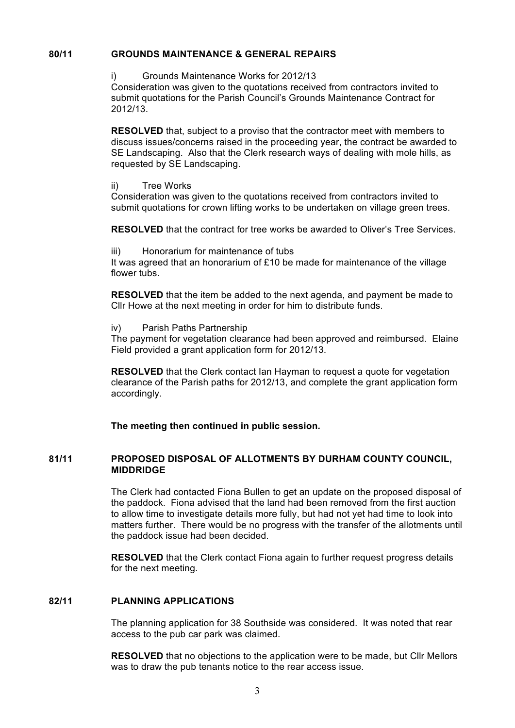## 80/11 GROUNDS MAINTENANCE & GENERAL REPAIRS

i) Grounds Maintenance Works for 2012/13

Consideration was given to the quotations received from contractors invited to submit quotations for the Parish Council's Grounds Maintenance Contract for 2012/13.

**RESOLVED** that, subject to a proviso that the contractor meet with members to discuss issues/concerns raised in the proceeding year, the contract be awarded to SE Landscaping. Also that the Clerk research ways of dealing with mole hills, as requested by SE Landscaping.

ii) Tree Works

Consideration was given to the quotations received from contractors invited to submit quotations for crown lifting works to be undertaken on village green trees.

**RESOLVED** that the contract for tree works be awarded to Oliver's Tree Services.

iii) Honorarium for maintenance of tubs

It was agreed that an honorarium of £10 be made for maintenance of the village flower tubs.

**RESOLVED** that the item be added to the next agenda, and payment be made to Cllr Howe at the next meeting in order for him to distribute funds.

iv) Parish Paths Partnership

The payment for vegetation clearance had been approved and reimbursed. Elaine Field provided a grant application form for 2012/13.

**RESOLVED** that the Clerk contact Ian Hayman to request a quote for vegetation clearance of the Parish paths for 2012/13, and complete the grant application form accordingly.

**The meeting then continued in public session.**

## 81/11 PROPOSED DISPOSAL OF ALLOTMENTS BY DURHAM COUNTY COUNCIL, MIDDRIDGE

The Clerk had contacted Fiona Bullen to get an update on the proposed disposal of the paddock. Fiona advised that the land had been removed from the first auction to allow time to investigate details more fully, but had not yet had time to look into matters further. There would be no progress with the transfer of the allotments until the paddock issue had been decided.

**RESOLVED** that the Clerk contact Fiona again to further request progress details for the next meeting.

## 82/11 PLANNING APPLICATIONS

The planning application for 38 Southside was considered. It was noted that rear access to the pub car park was claimed.

**RESOLVED** that no objections to the application were to be made, but Cllr Mellors was to draw the pub tenants notice to the rear access issue.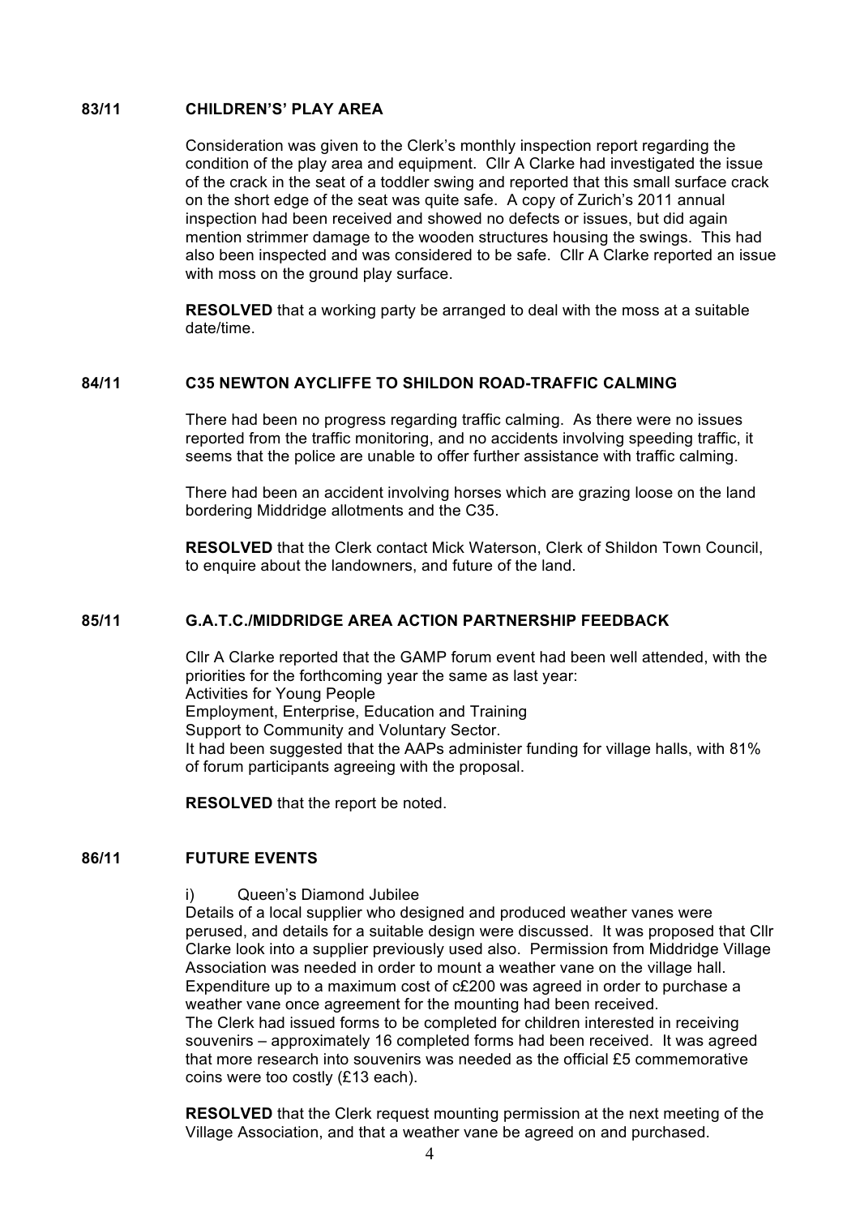## 83/11 CHILDREN'S' PLAY AREA

Consideration was given to the Clerk's monthly inspection report regarding the condition of the play area and equipment. Cllr A Clarke had investigated the issue of the crack in the seat of a toddler swing and reported that this small surface crack on the short edge of the seat was quite safe. A copy of Zurich's 2011 annual inspection had been received and showed no defects or issues, but did again mention strimmer damage to the wooden structures housing the swings. This had also been inspected and was considered to be safe. Cllr A Clarke reported an issue with moss on the ground play surface.

**RESOLVED** that a working party be arranged to deal with the moss at a suitable date/time.

## 84/11 C35 NEWTON AYCLIFFE TO SHILDON ROAD-TRAFFIC CALMING

There had been no progress regarding traffic calming. As there were no issues reported from the traffic monitoring, and no accidents involving speeding traffic, it seems that the police are unable to offer further assistance with traffic calming.

There had been an accident involving horses which are grazing loose on the land bordering Middridge allotments and the C35.

**RESOLVED** that the Clerk contact Mick Waterson, Clerk of Shildon Town Council, to enquire about the landowners, and future of the land.

## 85/11 G.A.T.C./MIDDRIDGE AREA ACTION PARTNERSHIP FEEDBACK

Cllr A Clarke reported that the GAMP forum event had been well attended, with the priorities for the forthcoming year the same as last year:
Activities for Young People
Employment, Enterprise, Education and Training
Support to Community and Voluntary Sector.
It had been suggested that the AAPs administer funding for village halls, with 81% of forum participants agreeing with the proposal.

**RESOLVED** that the report be noted.

## 86/11 FUTURE EVENTS

i) Queen's Diamond Jubilee

Details of a local supplier who designed and produced weather vanes were perused, and details for a suitable design were discussed. It was proposed that Cllr Clarke look into a supplier previously used also. Permission from Middridge Village Association was needed in order to mount a weather vane on the village hall. Expenditure up to a maximum cost of c£200 was agreed in order to purchase a weather vane once agreement for the mounting had been received.
The Clerk had issued forms to be completed for children interested in receiving souvenirs – approximately 16 completed forms had been received. It was agreed that more research into souvenirs was needed as the official £5 commemorative coins were too costly (£13 each).

**RESOLVED** that the Clerk request mounting permission at the next meeting of the Village Association, and that a weather vane be agreed on and purchased.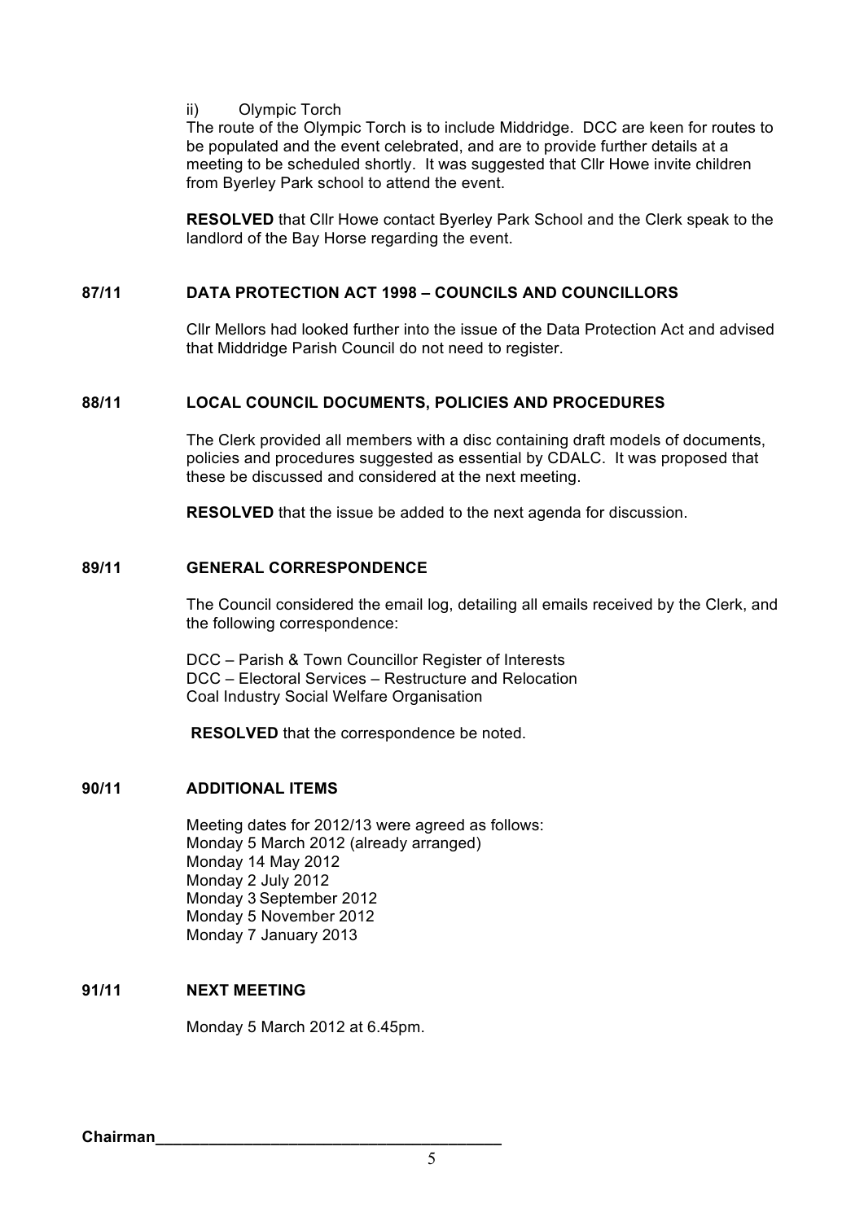ii) Olympic Torch

The route of the Olympic Torch is to include Middridge. DCC are keen for routes to be populated and the event celebrated, and are to provide further details at a meeting to be scheduled shortly. It was suggested that Cllr Howe invite children from Byerley Park school to attend the event.

**RESOLVED** that Cllr Howe contact Byerley Park School and the Clerk speak to the landlord of the Bay Horse regarding the event.

## 87/11 DATA PROTECTION ACT 1998 – COUNCILS AND COUNCILLORS

Cllr Mellors had looked further into the issue of the Data Protection Act and advised that Middridge Parish Council do not need to register.

## 88/11 LOCAL COUNCIL DOCUMENTS, POLICIES AND PROCEDURES

The Clerk provided all members with a disc containing draft models of documents, policies and procedures suggested as essential by CDALC. It was proposed that these be discussed and considered at the next meeting.

**RESOLVED** that the issue be added to the next agenda for discussion.

## 89/11 GENERAL CORRESPONDENCE

The Council considered the email log, detailing all emails received by the Clerk, and the following correspondence:

DCC – Parish & Town Councillor Register of Interests
DCC – Electoral Services – Restructure and Relocation
Coal Industry Social Welfare Organisation

**RESOLVED** that the correspondence be noted.

## 90/11 ADDITIONAL ITEMS

Meeting dates for 2012/13 were agreed as follows:
Monday 5 March 2012 (already arranged)
Monday 14 May 2012
Monday 2 July 2012
Monday 3 September 2012
Monday 5 November 2012
Monday 7 January 2013

## 91/11 NEXT MEETING

Monday 5 March 2012 at 6.45pm.

**Chairman**\_\_\_\_\_\_\_\_\_\_\_\_\_\_\_\_\_\_\_\_\_\_\_\_\_\_\_\_\_\_\_\_\_\_\_\_\_\_\_